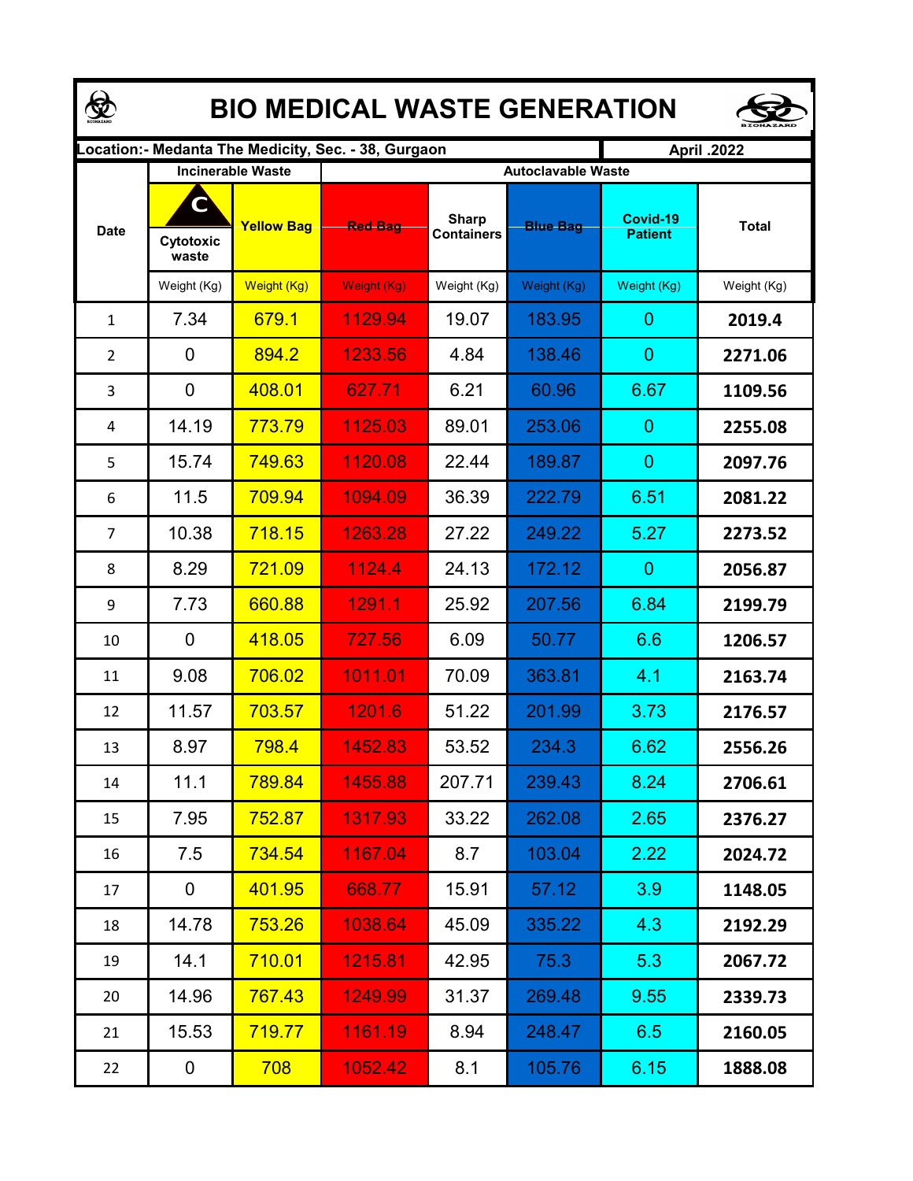# BIO MEDICAL WASTE GENERATION

| Location:- Medanta The Medicity, Sec. - 38, Gurgaon | | | | | | | April .2022 |
|---|---|---|---|---|---|---|---|
| | Incinerable Waste | | Autoclavable Waste | | | | |
| Date | C Cytotoxic waste | Yellow Bag | Red Bag | Sharp Containers | Blue Bag | Covid-19 Patient | Total |
| | Weight (Kg) | Weight (Kg) | Weight (Kg) | Weight (Kg) | Weight (Kg) | Weight (Kg) | Weight (Kg) |
| 1 | 7.34 | 679.1 | 1129.94 | 19.07 | 183.95 | 0 | **2019.4** |
| 2 | 0 | 894.2 | 1233.56 | 4.84 | 138.46 | 0 | **2271.06** |
| 3 | 0 | 408.01 | 627.71 | 6.21 | 60.96 | 6.67 | **1109.56** |
| 4 | 14.19 | 773.79 | 1125.03 | 89.01 | 253.06 | 0 | **2255.08** |
| 5 | 15.74 | 749.63 | 1120.08 | 22.44 | 189.87 | 0 | **2097.76** |
| 6 | 11.5 | 709.94 | 1094.09 | 36.39 | 222.79 | 6.51 | **2081.22** |
| 7 | 10.38 | 718.15 | 1263.28 | 27.22 | 249.22 | 5.27 | **2273.52** |
| 8 | 8.29 | 721.09 | 1124.4 | 24.13 | 172.12 | 0 | **2056.87** |
| 9 | 7.73 | 660.88 | 1291.1 | 25.92 | 207.56 | 6.84 | **2199.79** |
| 10 | 0 | 418.05 | 727.56 | 6.09 | 50.77 | 6.6 | **1206.57** |
| 11 | 9.08 | 706.02 | 1011.01 | 70.09 | 363.81 | 4.1 | **2163.74** |
| 12 | 11.57 | 703.57 | 1201.6 | 51.22 | 201.99 | 3.73 | **2176.57** |
| 13 | 8.97 | 798.4 | 1452.83 | 53.52 | 234.3 | 6.62 | **2556.26** |
| 14 | 11.1 | 789.84 | 1455.88 | 207.71 | 239.43 | 8.24 | **2706.61** |
| 15 | 7.95 | 752.87 | 1317.93 | 33.22 | 262.08 | 2.65 | **2376.27** |
| 16 | 7.5 | 734.54 | 1167.04 | 8.7 | 103.04 | 2.22 | **2024.72** |
| 17 | 0 | 401.95 | 668.77 | 15.91 | 57.12 | 3.9 | **1148.05** |
| 18 | 14.78 | 753.26 | 1038.64 | 45.09 | 335.22 | 4.3 | **2192.29** |
| 19 | 14.1 | 710.01 | 1215.81 | 42.95 | 75.3 | 5.3 | **2067.72** |
| 20 | 14.96 | 767.43 | 1249.99 | 31.37 | 269.48 | 9.55 | **2339.73** |
| 21 | 15.53 | 719.77 | 1161.19 | 8.94 | 248.47 | 6.5 | **2160.05** |
| 22 | 0 | 708 | 1052.42 | 8.1 | 105.76 | 6.15 | **1888.08** |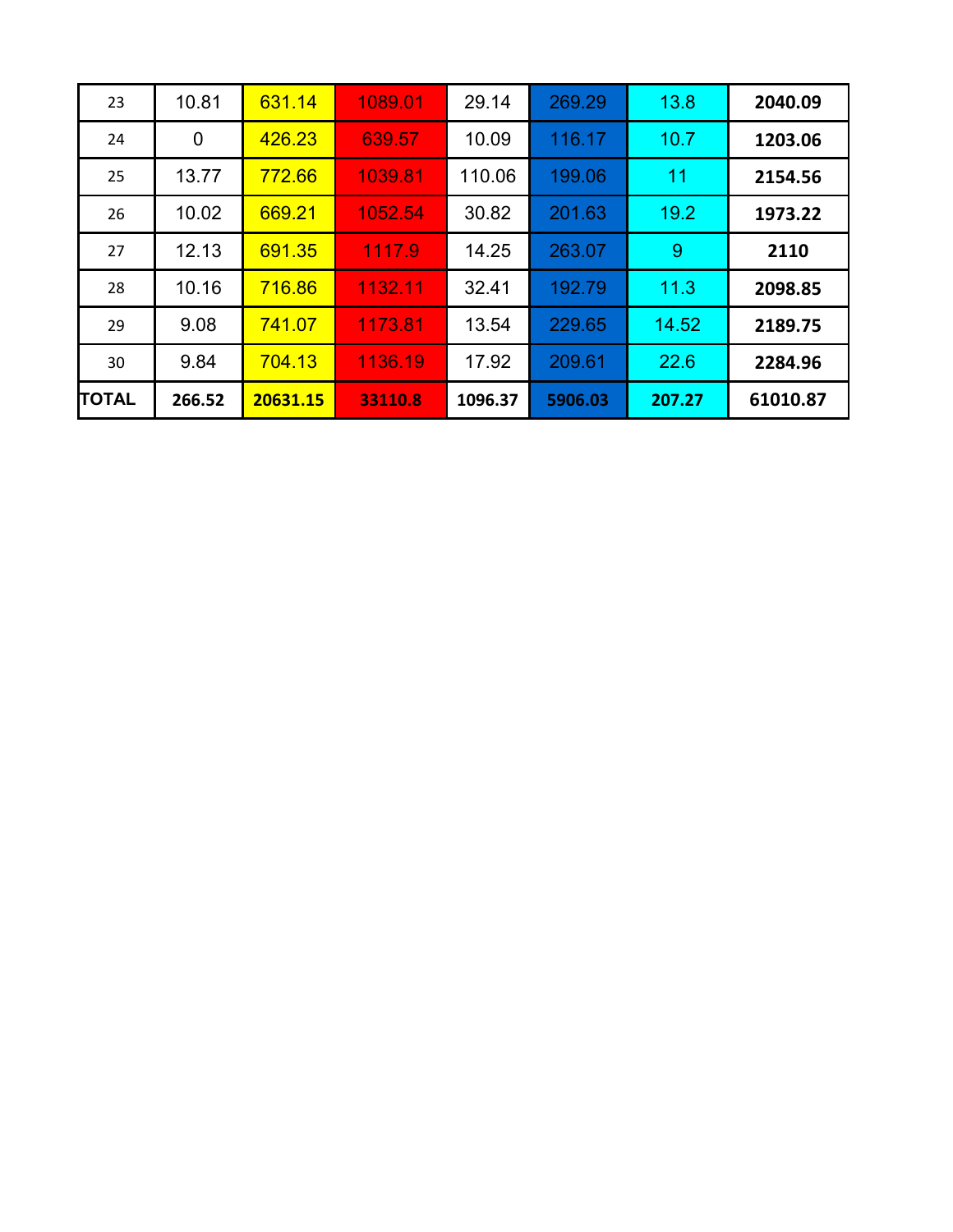| 23 | 10.81 | 631.14 | 1089.01 | 29.14 | 269.29 | 13.8 | **2040.09** |
|---|---|---|---|---|---|---|---|
| 24 | 0 | 426.23 | 639.57 | 10.09 | 116.17 | 10.7 | **1203.06** |
| 25 | 13.77 | 772.66 | 1039.81 | 110.06 | 199.06 | 11 | **2154.56** |
| 26 | 10.02 | 669.21 | 1052.54 | 30.82 | 201.63 | 19.2 | **1973.22** |
| 27 | 12.13 | 691.35 | 1117.9 | 14.25 | 263.07 | 9 | **2110** |
| 28 | 10.16 | 716.86 | 1132.11 | 32.41 | 192.79 | 11.3 | **2098.85** |
| 29 | 9.08 | 741.07 | 1173.81 | 13.54 | 229.65 | 14.52 | **2189.75** |
| 30 | 9.84 | 704.13 | 1136.19 | 17.92 | 209.61 | 22.6 | **2284.96** |
| **TOTAL** | **266.52** | **20631.15** | **33110.8** | **1096.37** | **5906.03** | **207.27** | **61010.87** |